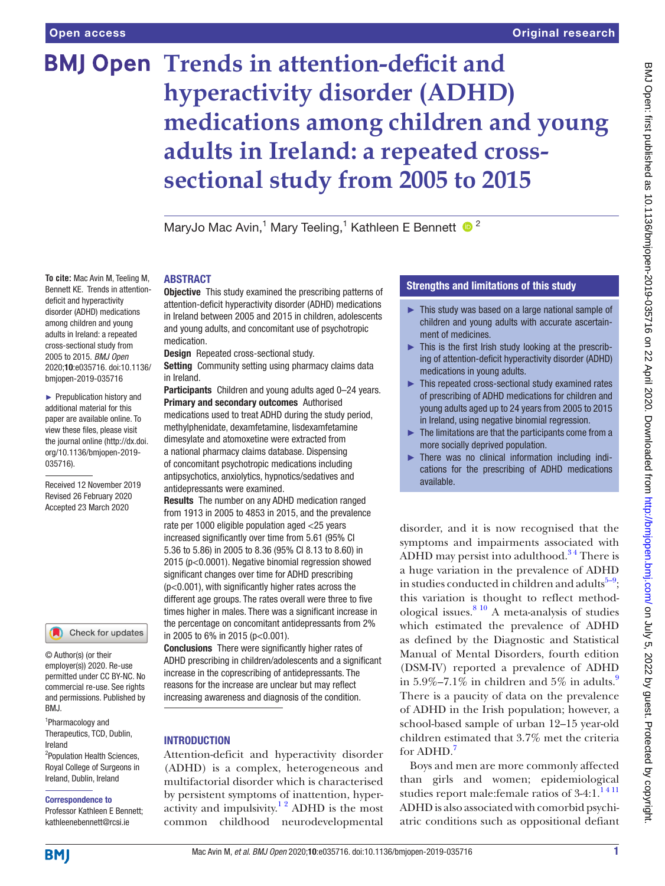# Trends in attention-deficit and hyperactivity disorder (ADHD) medications among children and young adults in Ireland: a repeated cross-sectional study from 2005 to 2015

MaryJo Mac Avin,[1] Mary Teeling,[1] Kathleen E Bennett[2]

**To cite:** Mac Avin M, Teeling M, Bennett KE. Trends in attention-deficit and hyperactivity disorder (ADHD) medications among children and young adults in Ireland: a repeated cross-sectional study from 2005 to 2015. *BMJ Open* 2020;**10**:e035716. doi:10.1136/bmjopen-2019-035716

► Prepublication history and additional material for this paper are available online. To view these files, please visit the journal online (http://dx.doi.org/10.1136/bmjopen-2019-035716).

Received 12 November 2019
Revised 26 February 2020
Accepted 23 March 2020

© Author(s) (or their employer(s)) 2020. Re-use permitted under CC BY-NC. No commercial re-use. See rights and permissions. Published by BMJ.

[1]Pharmacology and Therapeutics, TCD, Dublin, Ireland
[2]Population Health Sciences, Royal College of Surgeons in Ireland, Dublin, Ireland

**Correspondence to**
Professor Kathleen E Bennett; kathleenebennett@rcsi.ie

## ABSTRACT

**Objective** This study examined the prescribing patterns of attention-deficit hyperactivity disorder (ADHD) medications in Ireland between 2005 and 2015 in children, adolescents and young adults, and concomitant use of psychotropic medication.

**Design** Repeated cross-sectional study.

**Setting** Community setting using pharmacy claims data in Ireland.

**Participants** Children and young adults aged 0–24 years.

**Primary and secondary outcomes** Authorised medications used to treat ADHD during the study period, methylphenidate, dexamfetamine, lisdexamfetamine dimesylate and atomoxetine were extracted from a national pharmacy claims database. Dispensing of concomitant psychotropic medications including antipsychotics, anxiolytics, hypnotics/sedatives and antidepressants were examined.

**Results** The number on any ADHD medication ranged from 1913 in 2005 to 4853 in 2015, and the prevalence rate per 1000 eligible population aged <25 years increased significantly over time from 5.61 (95% CI 5.36 to 5.86) in 2005 to 8.36 (95% CI 8.13 to 8.60) in 2015 (p<0.0001). Negative binomial regression showed significant changes over time for ADHD prescribing (p<0.001), with significantly higher rates across the different age groups. The rates overall were three to five times higher in males. There was a significant increase in the percentage on concomitant antidepressants from 2% in 2005 to 6% in 2015 (p<0.001).

**Conclusions** There were significantly higher rates of ADHD prescribing in children/adolescents and a significant increase in the coprescribing of antidepressants. The reasons for the increase are unclear but may reflect increasing awareness and diagnosis of the condition.

## Strengths and limitations of this study

- ► This study was based on a large national sample of children and young adults with accurate ascertainment of medicines.
- ► This is the first Irish study looking at the prescribing of attention-deficit hyperactivity disorder (ADHD) medications in young adults.
- ► This repeated cross-sectional study examined rates of prescribing of ADHD medications for children and young adults aged up to 24 years from 2005 to 2015 in Ireland, using negative binomial regression.
- ► The limitations are that the participants come from a more socially deprived population.
- ► There was no clinical information including indications for the prescribing of ADHD medications available.

## INTRODUCTION

Attention-deficit and hyperactivity disorder (ADHD) is a complex, heterogeneous and multifactorial disorder which is characterised by persistent symptoms of inattention, hyperactivity and impulsivity.[1,2] ADHD is the most common childhood neurodevelopmental disorder, and it is now recognised that the symptoms and impairments associated with ADHD may persist into adulthood.[3,4] There is a huge variation in the prevalence of ADHD in studies conducted in children and adults[5–9]; this variation is thought to reflect methodological issues.[8,10] A meta-analysis of studies which estimated the prevalence of ADHD as defined by the Diagnostic and Statistical Manual of Mental Disorders, fourth edition (DSM-IV) reported a prevalence of ADHD in 5.9%–7.1% in children and 5% in adults.[9] There is a paucity of data on the prevalence of ADHD in the Irish population; however, a school-based sample of urban 12–15 year-old children estimated that 3.7% met the criteria for ADHD.[7]

Boys and men are more commonly affected than girls and women; epidemiological studies report male:female ratios of 3-4:1.[1,4,11] ADHD is also associated with comorbid psychiatric conditions such as oppositional defiant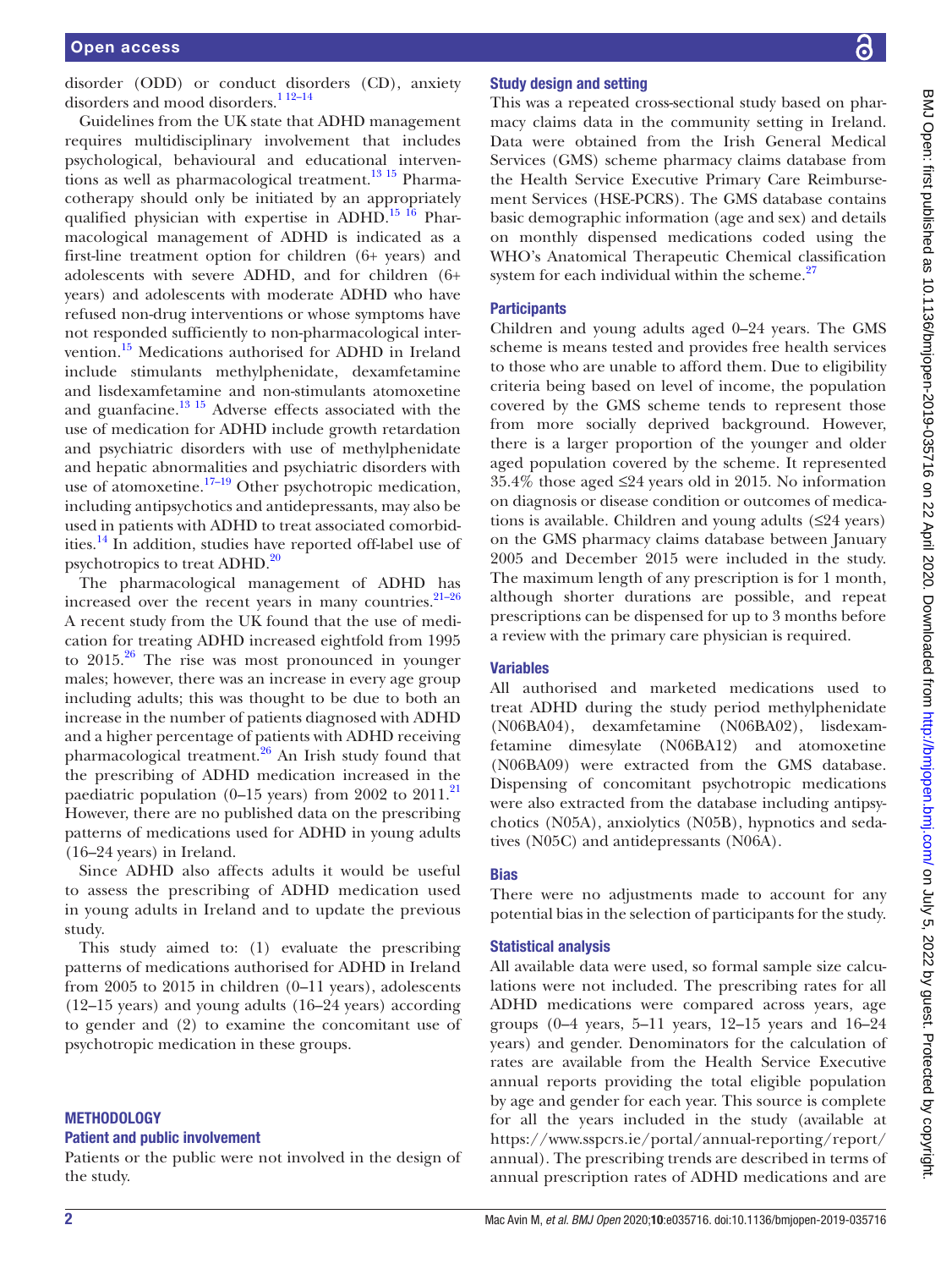disorder (ODD) or conduct disorders (CD), anxiety disorders and mood disorders.[1 12–14]

Guidelines from the UK state that ADHD management requires multidisciplinary involvement that includes psychological, behavioural and educational interventions as well as pharmacological treatment.[13 15] Pharmacotherapy should only be initiated by an appropriately qualified physician with expertise in ADHD.[15 16] Pharmacological management of ADHD is indicated as a first-line treatment option for children (6+ years) and adolescents with severe ADHD, and for children (6+ years) and adolescents with moderate ADHD who have refused non-drug interventions or whose symptoms have not responded sufficiently to non-pharmacological intervention.[15] Medications authorised for ADHD in Ireland include stimulants methylphenidate, dexamfetamine and lisdexamfetamine and non-stimulants atomoxetine and guanfacine.[13 15] Adverse effects associated with the use of medication for ADHD include growth retardation and psychiatric disorders with use of methylphenidate and hepatic abnormalities and psychiatric disorders with use of atomoxetine.[17–19] Other psychotropic medication, including antipsychotics and antidepressants, may also be used in patients with ADHD to treat associated comorbidities.[14] In addition, studies have reported off-label use of psychotropics to treat ADHD.[20]

The pharmacological management of ADHD has increased over the recent years in many countries.[21–26] A recent study from the UK found that the use of medication for treating ADHD increased eightfold from 1995 to 2015.[26] The rise was most pronounced in younger males; however, there was an increase in every age group including adults; this was thought to be due to both an increase in the number of patients diagnosed with ADHD and a higher percentage of patients with ADHD receiving pharmacological treatment.[26] An Irish study found that the prescribing of ADHD medication increased in the paediatric population (0–15 years) from 2002 to 2011.[21] However, there are no published data on the prescribing patterns of medications used for ADHD in young adults (16–24 years) in Ireland.

Since ADHD also affects adults it would be useful to assess the prescribing of ADHD medication used in young adults in Ireland and to update the previous study.

This study aimed to: (1) evaluate the prescribing patterns of medications authorised for ADHD in Ireland from 2005 to 2015 in children (0–11 years), adolescents (12–15 years) and young adults (16–24 years) according to gender and (2) to examine the concomitant use of psychotropic medication in these groups.

## METHODOLOGY

### Patient and public involvement

Patients or the public were not involved in the design of the study.

### Study design and setting

This was a repeated cross-sectional study based on pharmacy claims data in the community setting in Ireland. Data were obtained from the Irish General Medical Services (GMS) scheme pharmacy claims database from the Health Service Executive Primary Care Reimbursement Services (HSE-PCRS). The GMS database contains basic demographic information (age and sex) and details on monthly dispensed medications coded using the WHO's Anatomical Therapeutic Chemical classification system for each individual within the scheme.[27]

### Participants

Children and young adults aged 0–24 years. The GMS scheme is means tested and provides free health services to those who are unable to afford them. Due to eligibility criteria being based on level of income, the population covered by the GMS scheme tends to represent those from more socially deprived background. However, there is a larger proportion of the younger and older aged population covered by the scheme. It represented 35.4% those aged ≤24 years old in 2015. No information on diagnosis or disease condition or outcomes of medications is available. Children and young adults (≤24 years) on the GMS pharmacy claims database between January 2005 and December 2015 were included in the study. The maximum length of any prescription is for 1 month, although shorter durations are possible, and repeat prescriptions can be dispensed for up to 3 months before a review with the primary care physician is required.

### Variables

All authorised and marketed medications used to treat ADHD during the study period methylphenidate (N06BA04), dexamfetamine (N06BA02), lisdexamfetamine dimesylate (N06BA12) and atomoxetine (N06BA09) were extracted from the GMS database. Dispensing of concomitant psychotropic medications were also extracted from the database including antipsychotics (N05A), anxiolytics (N05B), hypnotics and sedatives (N05C) and antidepressants (N06A).

### Bias

There were no adjustments made to account for any potential bias in the selection of participants for the study.

### Statistical analysis

All available data were used, so formal sample size calculations were not included. The prescribing rates for all ADHD medications were compared across years, age groups (0–4 years, 5–11 years, 12–15 years and 16–24 years) and gender. Denominators for the calculation of rates are available from the Health Service Executive annual reports providing the total eligible population by age and gender for each year. This source is complete for all the years included in the study (available at https://www.sspcrs.ie/portal/annual-reporting/report/annual). The prescribing trends are described in terms of annual prescription rates of ADHD medications and are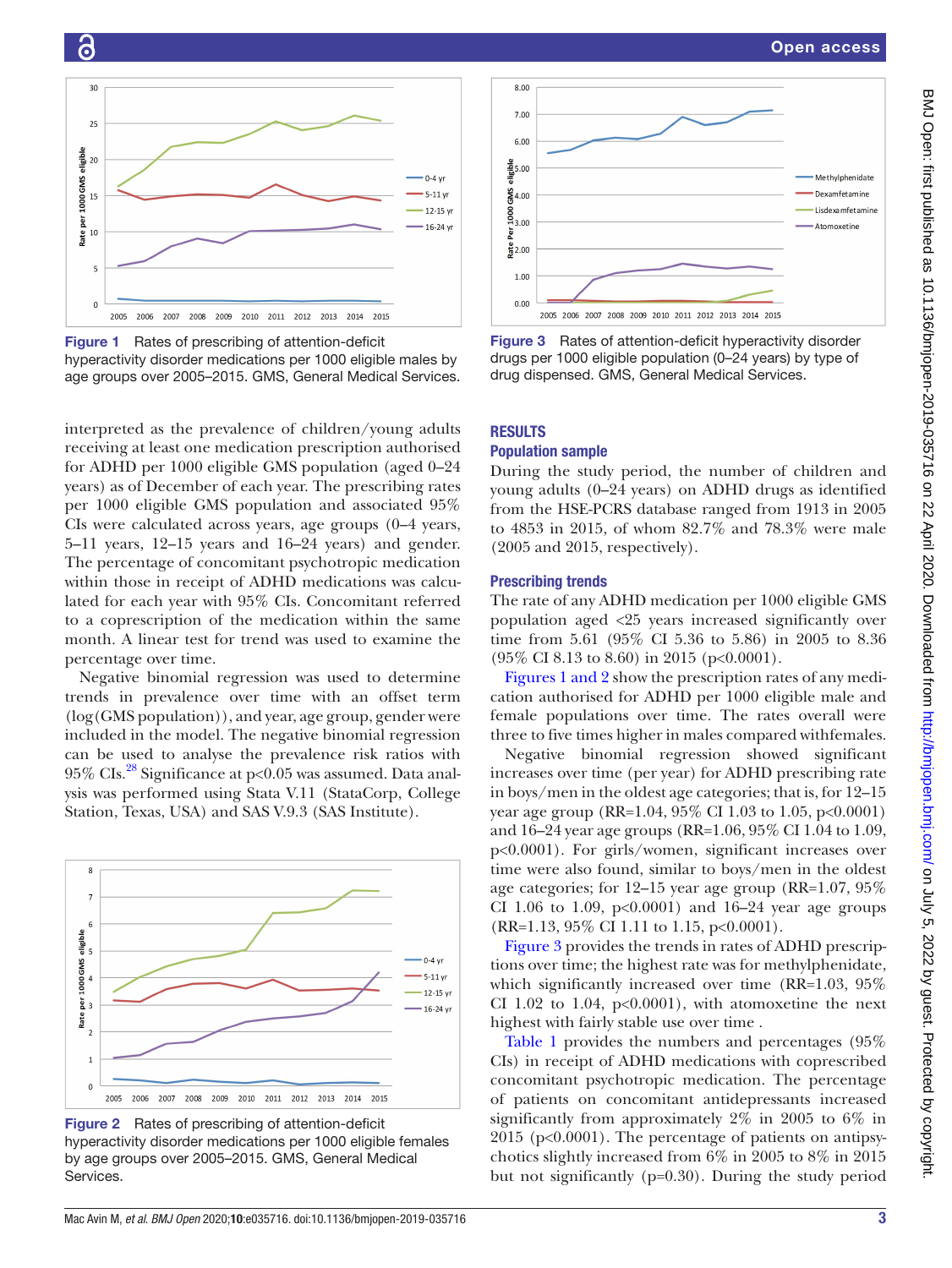Figure 1 Rates of prescribing of attention-deficit hyperactivity disorder medications per 1000 eligible males by age groups over 2005–2015. GMS, General Medical Services.

Figure 3 Rates of attention-deficit hyperactivity disorder drugs per 1000 eligible population (0–24 years) by type of drug dispensed. GMS, General Medical Services.

interpreted as the prevalence of children/young adults receiving at least one medication prescription authorised for ADHD per 1000 eligible GMS population (aged 0–24 years) as of December of each year. The prescribing rates per 1000 eligible GMS population and associated 95% CIs were calculated across years, age groups (0–4 years, 5–11 years, 12–15 years and 16–24 years) and gender. The percentage of concomitant psychotropic medication within those in receipt of ADHD medications was calculated for each year with 95% CIs. Concomitant referred to a coprescription of the medication within the same month. A linear test for trend was used to examine the percentage over time.

Negative binomial regression was used to determine trends in prevalence over time with an offset term (log(GMS population)), and year, age group, gender were included in the model. The negative binomial regression can be used to analyse the prevalence risk ratios with 95% CIs.[28] Significance at p<0.05 was assumed. Data analysis was performed using Stata V.11 (StataCorp, College Station, Texas, USA) and SAS V.9.3 (SAS Institute).

Figure 2 Rates of prescribing of attention-deficit hyperactivity disorder medications per 1000 eligible females by age groups over 2005–2015. GMS, General Medical Services.

## RESULTS

### Population sample

During the study period, the number of children and young adults (0–24 years) on ADHD drugs as identified from the HSE-PCRS database ranged from 1913 in 2005 to 4853 in 2015, of whom 82.7% and 78.3% were male (2005 and 2015, respectively).

### Prescribing trends

The rate of any ADHD medication per 1000 eligible GMS population aged <25 years increased significantly over time from 5.61 (95% CI 5.36 to 5.86) in 2005 to 8.36 (95% CI 8.13 to 8.60) in 2015 (p<0.0001).

Figures 1 and 2 show the prescription rates of any medication authorised for ADHD per 1000 eligible male and female populations over time. The rates overall were three to five times higher in males compared withfemales.

Negative binomial regression showed significant increases over time (per year) for ADHD prescribing rate in boys/men in the oldest age categories; that is, for 12–15 year age group (RR=1.04, 95% CI 1.03 to 1.05, p<0.0001) and 16–24 year age groups (RR=1.06, 95% CI 1.04 to 1.09, p<0.0001). For girls/women, significant increases over time were also found, similar to boys/men in the oldest age categories; for 12–15 year age group (RR=1.07, 95% CI 1.06 to 1.09, p<0.0001) and 16–24 year age groups (RR=1.13, 95% CI 1.11 to 1.15, p<0.0001).

Figure 3 provides the trends in rates of ADHD prescriptions over time; the highest rate was for methylphenidate, which significantly increased over time (RR=1.03, 95% CI 1.02 to 1.04, p<0.0001), with atomoxetine the next highest with fairly stable use over time .

Table 1 provides the numbers and percentages (95% CIs) in receipt of ADHD medications with coprescribed concomitant psychotropic medication. The percentage of patients on concomitant antidepressants increased significantly from approximately 2% in 2005 to 6% in 2015 (p<0.0001). The percentage of patients on antipsychotics slightly increased from 6% in 2005 to 8% in 2015 but not significantly (p=0.30). During the study period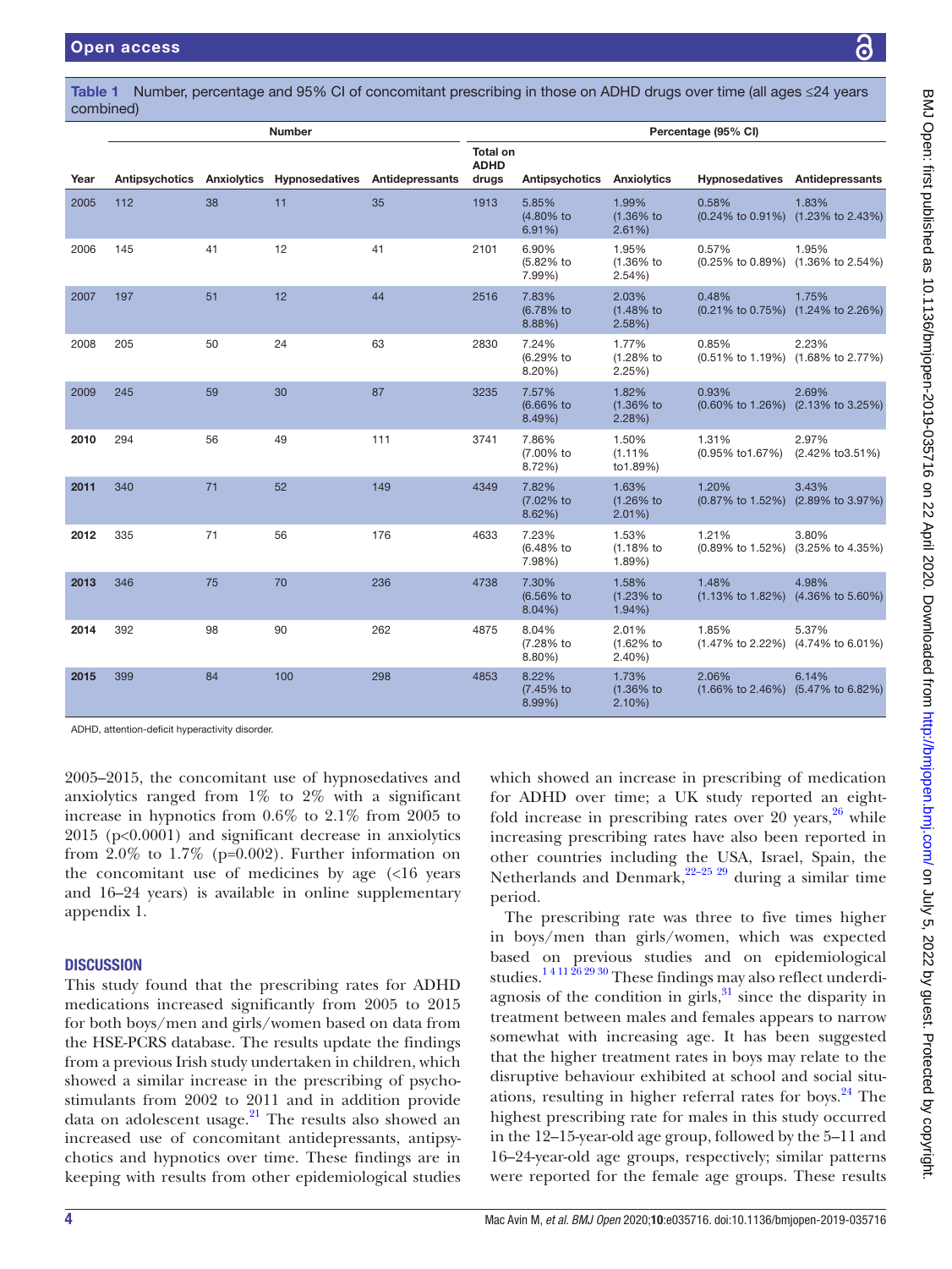**Table 1** Number, percentage and 95% CI of concomitant prescribing in those on ADHD drugs over time (all ages ≤24 years combined)

| | Number | | | | | Percentage (95% CI) | | | |
|---|---|---|---|---|---|---|---|---|---|
| Year | Antipsychotics | Anxiolytics | Hypnosedatives | Antidepressants | Total on ADHD drugs | Antipsychotics | Anxiolytics | Hypnosedatives | Antidepressants |
| 2005 | 112 | 38 | 11 | 35 | 1913 | 5.85% (4.80% to 6.91%) | 1.99% (1.36% to 2.61%) | 0.58% (0.24% to 0.91%) | 1.83% (1.23% to 2.43%) |
| 2006 | 145 | 41 | 12 | 41 | 2101 | 6.90% (5.82% to 7.99%) | 1.95% (1.36% to 2.54%) | 0.57% (0.25% to 0.89%) | 1.95% (1.36% to 2.54%) |
| 2007 | 197 | 51 | 12 | 44 | 2516 | 7.83% (6.78% to 8.88%) | 2.03% (1.48% to 2.58%) | 0.48% (0.21% to 0.75%) | 1.75% (1.24% to 2.26%) |
| 2008 | 205 | 50 | 24 | 63 | 2830 | 7.24% (6.29% to 8.20%) | 1.77% (1.28% to 2.25%) | 0.85% (0.51% to 1.19%) | 2.23% (1.68% to 2.77%) |
| 2009 | 245 | 59 | 30 | 87 | 3235 | 7.57% (6.66% to 8.49%) | 1.82% (1.36% to 2.28%) | 0.93% (0.60% to 1.26%) | 2.69% (2.13% to 3.25%) |
| **2010** | 294 | 56 | 49 | 111 | 3741 | 7.86% (7.00% to 8.72%) | 1.50% (1.11% to1.89%) | 1.31% (0.95% to1.67%) | 2.97% (2.42% to3.51%) |
| **2011** | 340 | 71 | 52 | 149 | 4349 | 7.82% (7.02% to 8.62%) | 1.63% (1.26% to 2.01%) | 1.20% (0.87% to 1.52%) | 3.43% (2.89% to 3.97%) |
| **2012** | 335 | 71 | 56 | 176 | 4633 | 7.23% (6.48% to 7.98%) | 1.53% (1.18% to 1.89%) | 1.21% (0.89% to 1.52%) | 3.80% (3.25% to 4.35%) |
| **2013** | 346 | 75 | 70 | 236 | 4738 | 7.30% (6.56% to 8.04%) | 1.58% (1.23% to 1.94%) | 1.48% (1.13% to 1.82%) | 4.98% (4.36% to 5.60%) |
| **2014** | 392 | 98 | 90 | 262 | 4875 | 8.04% (7.28% to 8.80%) | 2.01% (1.62% to 2.40%) | 1.85% (1.47% to 2.22%) | 5.37% (4.74% to 6.01%) |
| **2015** | 399 | 84 | 100 | 298 | 4853 | 8.22% (7.45% to 8.99%) | 1.73% (1.36% to 2.10%) | 2.06% (1.66% to 2.46%) | 6.14% (5.47% to 6.82%) |

ADHD, attention-deficit hyperactivity disorder.

2005–2015, the concomitant use of hypnosedatives and anxiolytics ranged from 1% to 2% with a significant increase in hypnotics from 0.6% to 2.1% from 2005 to 2015 ($p<0.0001$) and significant decrease in anxiolytics from 2.0% to 1.7% ($p=0.002$). Further information on the concomitant use of medicines by age (<16 years and 16–24 years) is available in online supplementary appendix 1.

## DISCUSSION

This study found that the prescribing rates for ADHD medications increased significantly from 2005 to 2015 for both boys/men and girls/women based on data from the HSE-PCRS database. The results update the findings from a previous Irish study undertaken in children, which showed a similar increase in the prescribing of psychostimulants from 2002 to 2011 and in addition provide data on adolescent usage.[21] The results also showed an increased use of concomitant antidepressants, antipsychotics and hypnotics over time. These findings are in keeping with results from other epidemiological studies which showed an increase in prescribing of medication for ADHD over time; a UK study reported an eightfold increase in prescribing rates over 20 years,[26] while increasing prescribing rates have also been reported in other countries including the USA, Israel, Spain, the Netherlands and Denmark,[22–25 29] during a similar time period.

The prescribing rate was three to five times higher in boys/men than girls/women, which was expected based on previous studies and on epidemiological studies.[1 4 11 26 29 30] These findings may also reflect underdiagnosis of the condition in girls,[31] since the disparity in treatment between males and females appears to narrow somewhat with increasing age. It has been suggested that the higher treatment rates in boys may relate to the disruptive behaviour exhibited at school and social situations, resulting in higher referral rates for boys.[24] The highest prescribing rate for males in this study occurred in the 12–15-year-old age group, followed by the 5–11 and 16–24-year-old age groups, respectively; similar patterns were reported for the female age groups. These results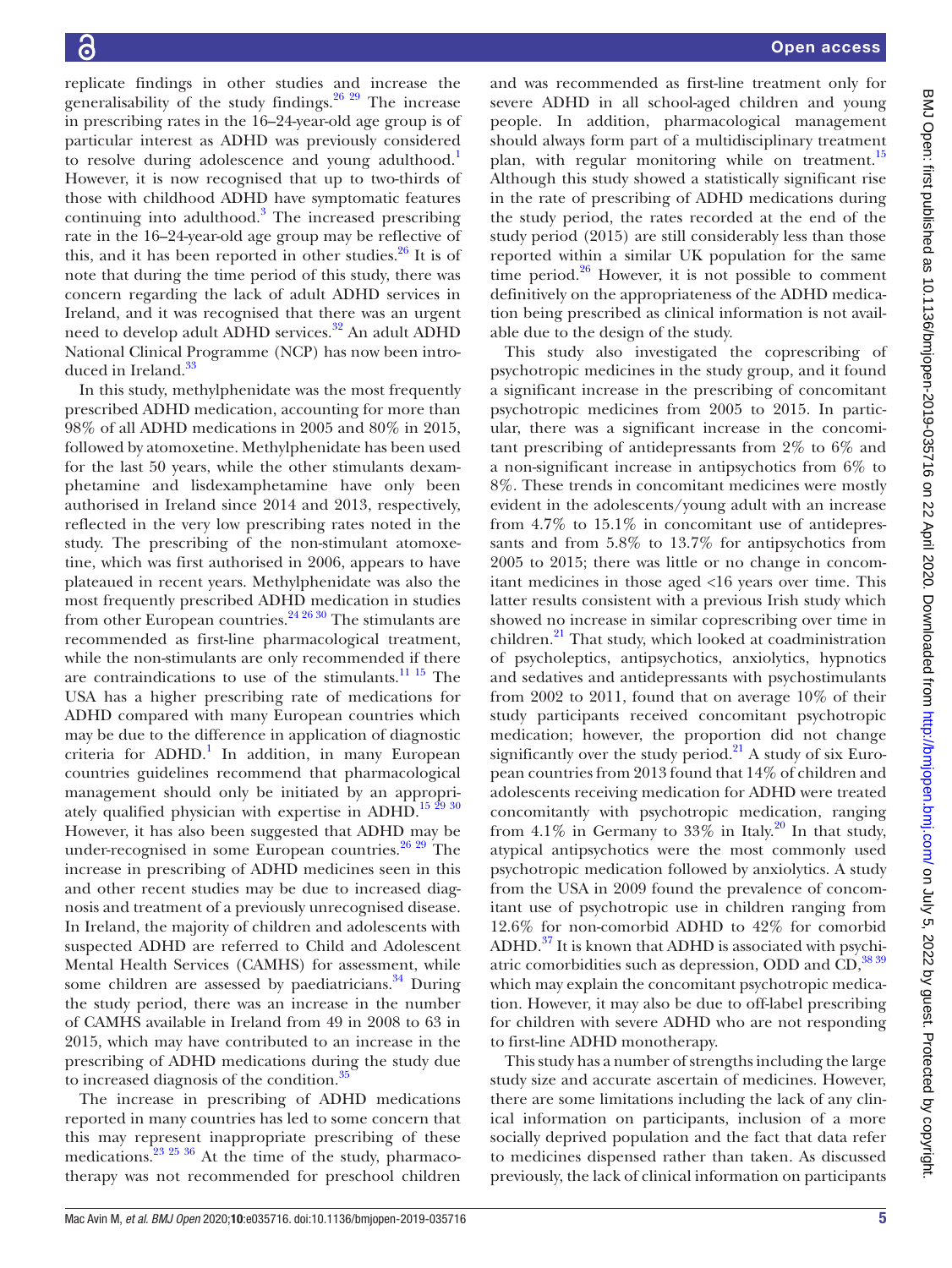replicate findings in other studies and increase the generalisability of the study findings.[26 29] The increase in prescribing rates in the 16–24-year-old age group is of particular interest as ADHD was previously considered to resolve during adolescence and young adulthood.[1] However, it is now recognised that up to two-thirds of those with childhood ADHD have symptomatic features continuing into adulthood.[3] The increased prescribing rate in the 16–24-year-old age group may be reflective of this, and it has been reported in other studies.[26] It is of note that during the time period of this study, there was concern regarding the lack of adult ADHD services in Ireland, and it was recognised that there was an urgent need to develop adult ADHD services.[32] An adult ADHD National Clinical Programme (NCP) has now been introduced in Ireland.[33]

In this study, methylphenidate was the most frequently prescribed ADHD medication, accounting for more than 98% of all ADHD medications in 2005 and 80% in 2015, followed by atomoxetine. Methylphenidate has been used for the last 50 years, while the other stimulants dexamphetamine and lisdexamphetamine have only been authorised in Ireland since 2014 and 2013, respectively, reflected in the very low prescribing rates noted in the study. The prescribing of the non-stimulant atomoxetine, which was first authorised in 2006, appears to have plateaued in recent years. Methylphenidate was also the most frequently prescribed ADHD medication in studies from other European countries.[24 26 30] The stimulants are recommended as first-line pharmacological treatment, while the non-stimulants are only recommended if there are contraindications to use of the stimulants.[11 15] The USA has a higher prescribing rate of medications for ADHD compared with many European countries which may be due to the difference in application of diagnostic criteria for ADHD.[1] In addition, in many European countries guidelines recommend that pharmacological management should only be initiated by an appropriately qualified physician with expertise in ADHD.[15 29 30] However, it has also been suggested that ADHD may be under-recognised in some European countries.[26 29] The increase in prescribing of ADHD medicines seen in this and other recent studies may be due to increased diagnosis and treatment of a previously unrecognised disease. In Ireland, the majority of children and adolescents with suspected ADHD are referred to Child and Adolescent Mental Health Services (CAMHS) for assessment, while some children are assessed by paediatricians.[34] During the study period, there was an increase in the number of CAMHS available in Ireland from 49 in 2008 to 63 in 2015, which may have contributed to an increase in the prescribing of ADHD medications during the study due to increased diagnosis of the condition.[35]

The increase in prescribing of ADHD medications reported in many countries has led to some concern that this may represent inappropriate prescribing of these medications.[23 25 36] At the time of the study, pharmacotherapy was not recommended for preschool children and was recommended as first-line treatment only for severe ADHD in all school-aged children and young people. In addition, pharmacological management should always form part of a multidisciplinary treatment plan, with regular monitoring while on treatment.[15] Although this study showed a statistically significant rise in the rate of prescribing of ADHD medications during the study period, the rates recorded at the end of the study period (2015) are still considerably less than those reported within a similar UK population for the same time period.[26] However, it is not possible to comment definitively on the appropriateness of the ADHD medication being prescribed as clinical information is not available due to the design of the study.

This study also investigated the coprescribing of psychotropic medicines in the study group, and it found a significant increase in the prescribing of concomitant psychotropic medicines from 2005 to 2015. In particular, there was a significant increase in the concomitant prescribing of antidepressants from 2% to 6% and a non-significant increase in antipsychotics from 6% to 8%. These trends in concomitant medicines were mostly evident in the adolescents/young adult with an increase from 4.7% to 15.1% in concomitant use of antidepressants and from 5.8% to 13.7% for antipsychotics from 2005 to 2015; there was little or no change in concomitant medicines in those aged <16 years over time. This latter results consistent with a previous Irish study which showed no increase in similar coprescribing over time in children.[21] That study, which looked at coadministration of psycholeptics, antipsychotics, anxiolytics, hypnotics and sedatives and antidepressants with psychostimulants from 2002 to 2011, found that on average 10% of their study participants received concomitant psychotropic medication; however, the proportion did not change significantly over the study period.[21] A study of six European countries from 2013 found that 14% of children and adolescents receiving medication for ADHD were treated concomitantly with psychotropic medication, ranging from 4.1% in Germany to 33% in Italy.[20] In that study, atypical antipsychotics were the most commonly used psychotropic medication followed by anxiolytics. A study from the USA in 2009 found the prevalence of concomitant use of psychotropic use in children ranging from 12.6% for non-comorbid ADHD to 42% for comorbid ADHD.[37] It is known that ADHD is associated with psychiatric comorbidities such as depression, ODD and CD,[38 39] which may explain the concomitant psychotropic medication. However, it may also be due to off-label prescribing for children with severe ADHD who are not responding to first-line ADHD monotherapy.

This study has a number of strengths including the large study size and accurate ascertain of medicines. However, there are some limitations including the lack of any clinical information on participants, inclusion of a more socially deprived population and the fact that data refer to medicines dispensed rather than taken. As discussed previously, the lack of clinical information on participants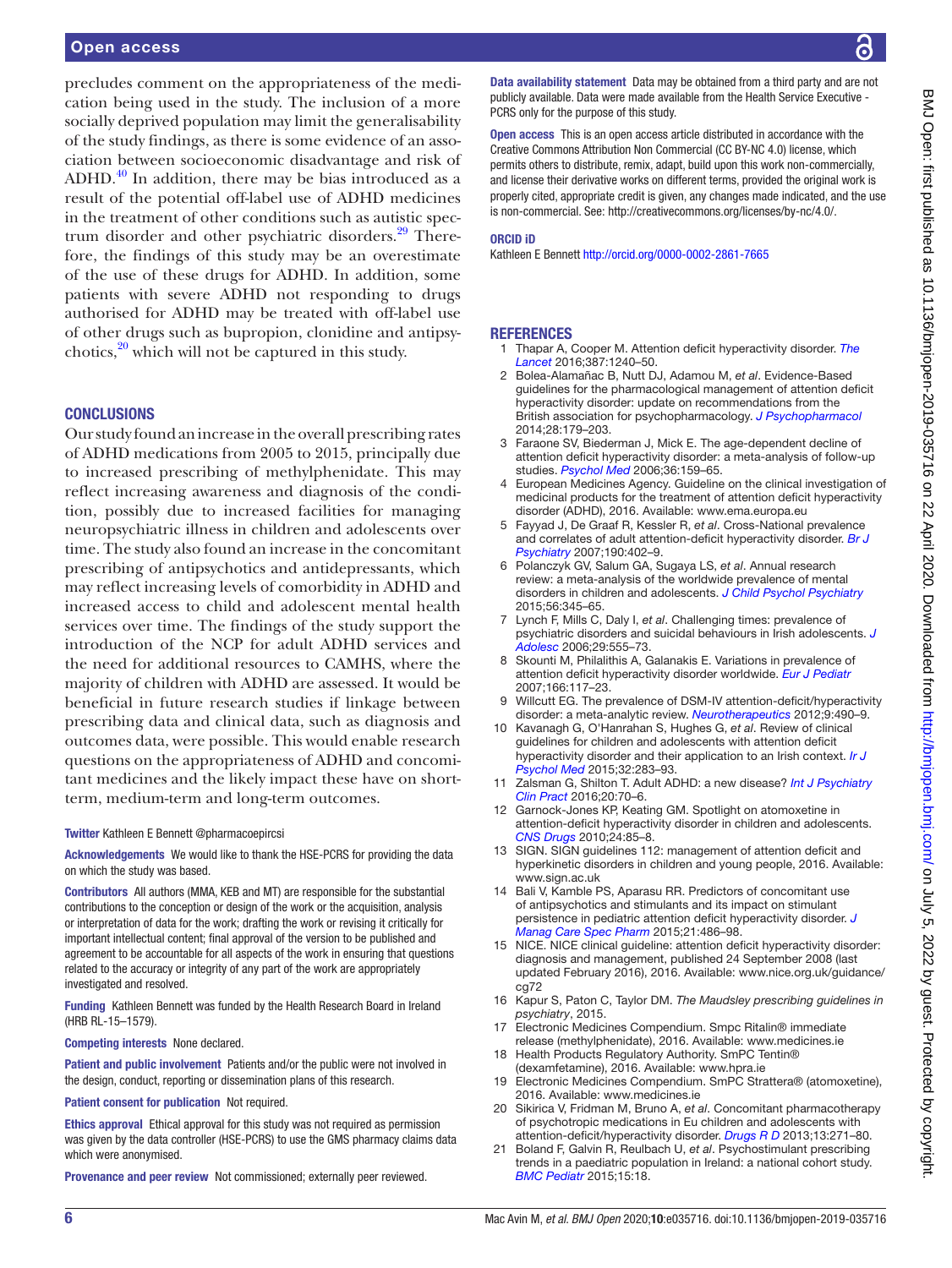precludes comment on the appropriateness of the medication being used in the study. The inclusion of a more socially deprived population may limit the generalisability of the study findings, as there is some evidence of an association between socioeconomic disadvantage and risk of ADHD.[40] In addition, there may be bias introduced as a result of the potential off-label use of ADHD medicines in the treatment of other conditions such as autistic spectrum disorder and other psychiatric disorders.[29] Therefore, the findings of this study may be an overestimate of the use of these drugs for ADHD. In addition, some patients with severe ADHD not responding to drugs authorised for ADHD may be treated with off-label use of other drugs such as bupropion, clonidine and antipsychotics,[20] which will not be captured in this study.

## CONCLUSIONS

Our study found an increase in the overall prescribing rates of ADHD medications from 2005 to 2015, principally due to increased prescribing of methylphenidate. This may reflect increasing awareness and diagnosis of the condition, possibly due to increased facilities for managing neuropsychiatric illness in children and adolescents over time. The study also found an increase in the concomitant prescribing of antipsychotics and antidepressants, which may reflect increasing levels of comorbidity in ADHD and increased access to child and adolescent mental health services over time. The findings of the study support the introduction of the NCP for adult ADHD services and the need for additional resources to CAMHS, where the majority of children with ADHD are assessed. It would be beneficial in future research studies if linkage between prescribing data and clinical data, such as diagnosis and outcomes data, were possible. This would enable research questions on the appropriateness of ADHD and concomitant medicines and the likely impact these have on short-term, medium-term and long-term outcomes.

**Twitter** Kathleen E Bennett @pharmacoepircsi

**Acknowledgements** We would like to thank the HSE-PCRS for providing the data on which the study was based.

**Contributors** All authors (MMA, KEB and MT) are responsible for the substantial contributions to the conception or design of the work or the acquisition, analysis or interpretation of data for the work; drafting the work or revising it critically for important intellectual content; final approval of the version to be published and agreement to be accountable for all aspects of the work in ensuring that questions related to the accuracy or integrity of any part of the work are appropriately investigated and resolved.

**Funding** Kathleen Bennett was funded by the Health Research Board in Ireland (HRB RL-15–1579).

**Competing interests** None declared.

**Patient and public involvement** Patients and/or the public were not involved in the design, conduct, reporting or dissemination plans of this research.

**Patient consent for publication** Not required.

**Ethics approval** Ethical approval for this study was not required as permission was given by the data controller (HSE-PCRS) to use the GMS pharmacy claims data which were anonymised.

**Provenance and peer review** Not commissioned; externally peer reviewed.

**Data availability statement** Data may be obtained from a third party and are not publicly available. Data were made available from the Health Service Executive - PCRS only for the purpose of this study.

**Open access** This is an open access article distributed in accordance with the Creative Commons Attribution Non Commercial (CC BY-NC 4.0) license, which permits others to distribute, remix, adapt, build upon this work non-commercially, and license their derivative works on different terms, provided the original work is properly cited, appropriate credit is given, any changes made indicated, and the use is non-commercial. See: http://creativecommons.org/licenses/by-nc/4.0/.

**ORCID iD**

Kathleen E Bennett http://orcid.org/0000-0002-2861-7665

## REFERENCES

1. Thapar A, Cooper M. Attention deficit hyperactivity disorder. *The Lancet* 2016;387:1240–50.
2. Bolea-Alamañac B, Nutt DJ, Adamou M, *et al*. Evidence-Based guidelines for the pharmacological management of attention deficit hyperactivity disorder: update on recommendations from the British association for psychopharmacology. *J Psychopharmacol* 2014;28:179–203.
3. Faraone SV, Biederman J, Mick E. The age-dependent decline of attention deficit hyperactivity disorder: a meta-analysis of follow-up studies. *Psychol Med* 2006;36:159–65.
4. European Medicines Agency. Guideline on the clinical investigation of medicinal products for the treatment of attention deficit hyperactivity disorder (ADHD), 2016. Available: www.ema.europa.eu
5. Fayyad J, De Graaf R, Kessler R, *et al*. Cross-National prevalence and correlates of adult attention-deficit hyperactivity disorder. *Br J Psychiatry* 2007;190:402–9.
6. Polanczyk GV, Salum GA, Sugaya LS, *et al*. Annual research review: a meta-analysis of the worldwide prevalence of mental disorders in children and adolescents. *J Child Psychol Psychiatry* 2015;56:345–65.
7. Lynch F, Mills C, Daly I, *et al*. Challenging times: prevalence of psychiatric disorders and suicidal behaviours in Irish adolescents. *J Adolesc* 2006;29:555–73.
8. Skounti M, Philalithis A, Galanakis E. Variations in prevalence of attention deficit hyperactivity disorder worldwide. *Eur J Pediatr* 2007;166:117–23.
9. Willcutt EG. The prevalence of DSM-IV attention-deficit/hyperactivity disorder: a meta-analytic review. *Neurotherapeutics* 2012;9:490–9.
10. Kavanagh G, O'Hanrahan S, Hughes G, *et al*. Review of clinical guidelines for children and adolescents with attention deficit hyperactivity disorder and their application to an Irish context. *Ir J Psychol Med* 2015;32:283–93.
11. Zalsman G, Shilton T. Adult ADHD: a new disease? *Int J Psychiatry Clin Pract* 2016;20:70–6.
12. Garnock-Jones KP, Keating GM. Spotlight on atomoxetine in attention-deficit hyperactivity disorder in children and adolescents. *CNS Drugs* 2010;24:85–8.
13. SIGN. SIGN guidelines 112: management of attention deficit and hyperkinetic disorders in children and young people, 2016. Available: www.sign.ac.uk
14. Bali V, Kamble PS, Aparasu RR. Predictors of concomitant use of antipsychotics and stimulants and its impact on stimulant persistence in pediatric attention deficit hyperactivity disorder. *J Manag Care Spec Pharm* 2015;21:486–98.
15. NICE. NICE clinical guideline: attention deficit hyperactivity disorder: diagnosis and management, published 24 September 2008 (last updated February 2016), 2016. Available: www.nice.org.uk/guidance/cg72
16. Kapur S, Paton C, Taylor DM. *The Maudsley prescribing guidelines in psychiatry*, 2015.
17. Electronic Medicines Compendium. Smpc Ritalin® immediate release (methylphenidate), 2016. Available: www.medicines.ie
18. Health Products Regulatory Authority. SmPC Tentin® (dexamfetamine), 2016. Available: www.hpra.ie
19. Electronic Medicines Compendium. SmPC Strattera® (atomoxetine), 2016. Available: www.medicines.ie
20. Sikirica V, Fridman M, Bruno A, *et al*. Concomitant pharmacotherapy of psychotropic medications in Eu children and adolescents with attention-deficit/hyperactivity disorder. *Drugs R D* 2013;13:271–80.
21. Boland F, Galvin R, Reulbach U, *et al*. Psychostimulant prescribing trends in a paediatric population in Ireland: a national cohort study. *BMC Pediatr* 2015;15:18.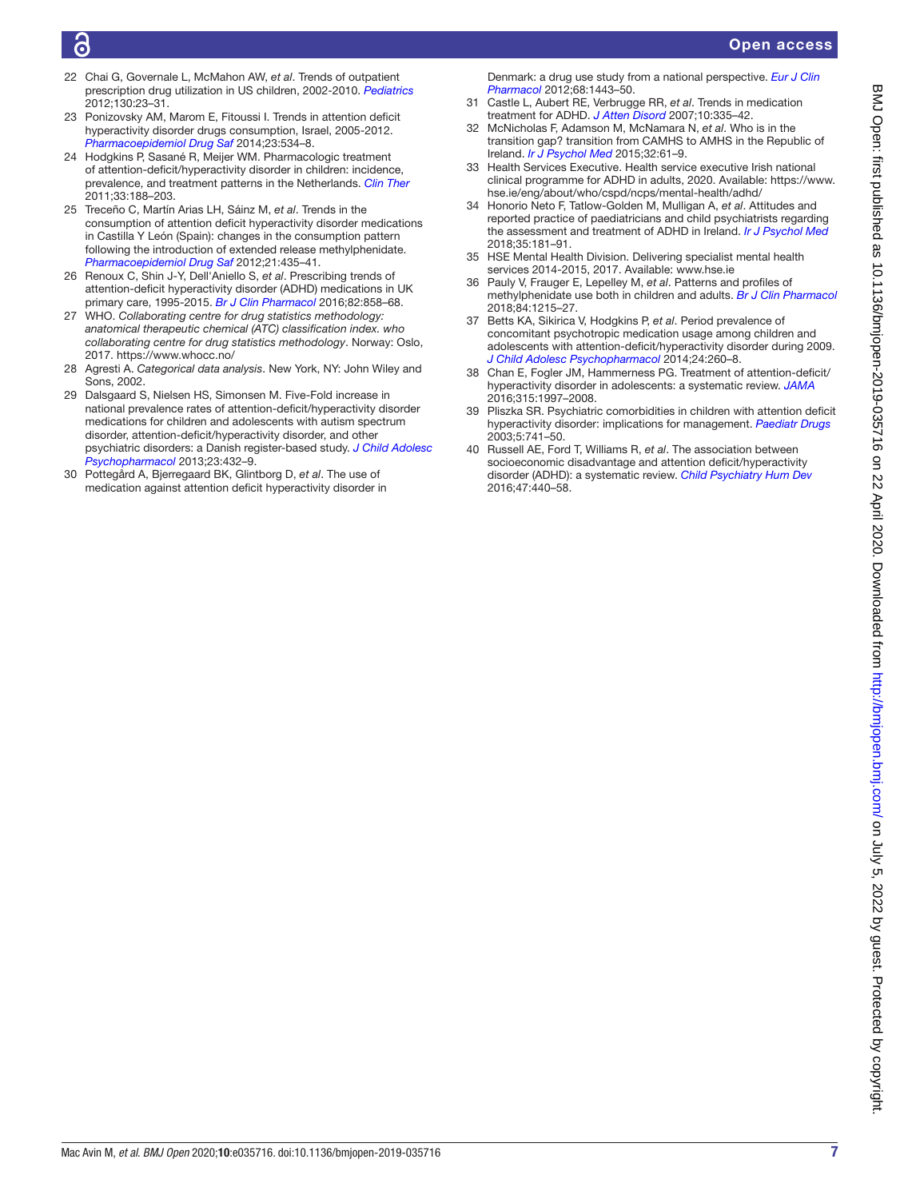22 Chai G, Governale L, McMahon AW, *et al*. Trends of outpatient prescription drug utilization in US children, 2002-2010. *Pediatrics* 2012;130:23–31.
23 Ponizovsky AM, Marom E, Fitoussi I. Trends in attention deficit hyperactivity disorder drugs consumption, Israel, 2005-2012. *Pharmacoepidemiol Drug Saf* 2014;23:534–8.
24 Hodgkins P, Sasané R, Meijer WM. Pharmacologic treatment of attention-deficit/hyperactivity disorder in children: incidence, prevalence, and treatment patterns in the Netherlands. *Clin Ther* 2011;33:188–203.
25 Treceño C, Martín Arias LH, Sáinz M, *et al*. Trends in the consumption of attention deficit hyperactivity disorder medications in Castilla Y León (Spain): changes in the consumption pattern following the introduction of extended release methylphenidate. *Pharmacoepidemiol Drug Saf* 2012;21:435–41.
26 Renoux C, Shin J-Y, Dell'Aniello S, *et al*. Prescribing trends of attention-deficit hyperactivity disorder (ADHD) medications in UK primary care, 1995-2015. *Br J Clin Pharmacol* 2016;82:858–68.
27 WHO. *Collaborating centre for drug statistics methodology: anatomical therapeutic chemical (ATC) classification index. who collaborating centre for drug statistics methodology*. Norway: Oslo, 2017. https://www.whocc.no/
28 Agresti A. *Categorical data analysis*. New York, NY: John Wiley and Sons, 2002.
29 Dalsgaard S, Nielsen HS, Simonsen M. Five-Fold increase in national prevalence rates of attention-deficit/hyperactivity disorder medications for children and adolescents with autism spectrum disorder, attention-deficit/hyperactivity disorder, and other psychiatric disorders: a Danish register-based study. *J Child Adolesc Psychopharmacol* 2013;23:432–9.
30 Pottegård A, Bjerregaard BK, Glintborg D, *et al*. The use of medication against attention deficit hyperactivity disorder in Denmark: a drug use study from a national perspective. *Eur J Clin Pharmacol* 2012;68:1443–50.
31 Castle L, Aubert RE, Verbrugge RR, *et al*. Trends in medication treatment for ADHD. *J Atten Disord* 2007;10:335–42.
32 McNicholas F, Adamson M, McNamara N, *et al*. Who is in the transition gap? transition from CAMHS to AMHS in the Republic of Ireland. *Ir J Psychol Med* 2015;32:61–9.
33 Health Services Executive. Health service executive Irish national clinical programme for ADHD in adults, 2020. Available: https://www.hse.ie/eng/about/who/cspd/ncps/mental-health/adhd/
34 Honorio Neto F, Tatlow-Golden M, Mulligan A, *et al*. Attitudes and reported practice of paediatricians and child psychiatrists regarding the assessment and treatment of ADHD in Ireland. *Ir J Psychol Med* 2018;35:181–91.
35 HSE Mental Health Division. Delivering specialist mental health services 2014-2015, 2017. Available: www.hse.ie
36 Pauly V, Frauger E, Lepelley M, *et al*. Patterns and profiles of methylphenidate use both in children and adults. *Br J Clin Pharmacol* 2018;84:1215–27.
37 Betts KA, Sikirica V, Hodgkins P, *et al*. Period prevalence of concomitant psychotropic medication usage among children and adolescents with attention-deficit/hyperactivity disorder during 2009. *J Child Adolesc Psychopharmacol* 2014;24:260–8.
38 Chan E, Fogler JM, Hammerness PG. Treatment of attention-deficit/hyperactivity disorder in adolescents: a systematic review. *JAMA* 2016;315:1997–2008.
39 Pliszka SR. Psychiatric comorbidities in children with attention deficit hyperactivity disorder: implications for management. *Paediatr Drugs* 2003;5:741–50.
40 Russell AE, Ford T, Williams R, *et al*. The association between socioeconomic disadvantage and attention deficit/hyperactivity disorder (ADHD): a systematic review. *Child Psychiatry Hum Dev* 2016;47:440–58.